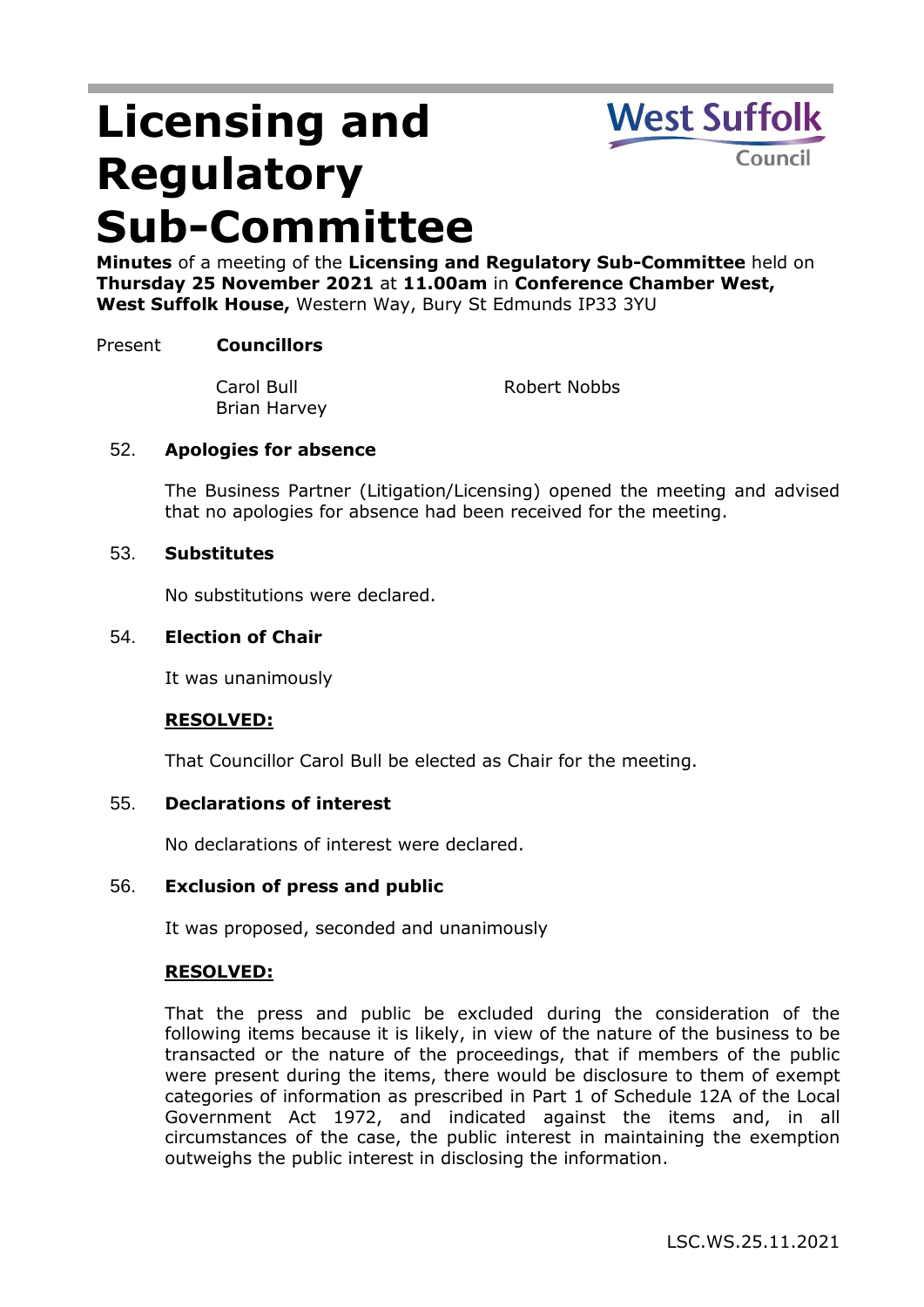# Licensing and Regulatory Sub-Committee

**Minutes** of a meeting of the **Licensing and Regulatory Sub-Committee** held on **Thursday 25 November 2021** at **11.00am** in **Conference Chamber West, West Suffolk House,** Western Way, Bury St Edmunds IP33 3YU

Present **Councillors**

Carol Bull
Brian Harvey
Robert Nobbs

## 52. Apologies for absence

The Business Partner (Litigation/Licensing) opened the meeting and advised that no apologies for absence had been received for the meeting.

## 53. Substitutes

No substitutions were declared.

## 54. Election of Chair

It was unanimously

**RESOLVED:**

That Councillor Carol Bull be elected as Chair for the meeting.

## 55. Declarations of interest

No declarations of interest were declared.

## 56. Exclusion of press and public

It was proposed, seconded and unanimously

**RESOLVED:**

That the press and public be excluded during the consideration of the following items because it is likely, in view of the nature of the business to be transacted or the nature of the proceedings, that if members of the public were present during the items, there would be disclosure to them of exempt categories of information as prescribed in Part 1 of Schedule 12A of the Local Government Act 1972, and indicated against the items and, in all circumstances of the case, the public interest in maintaining the exemption outweighs the public interest in disclosing the information.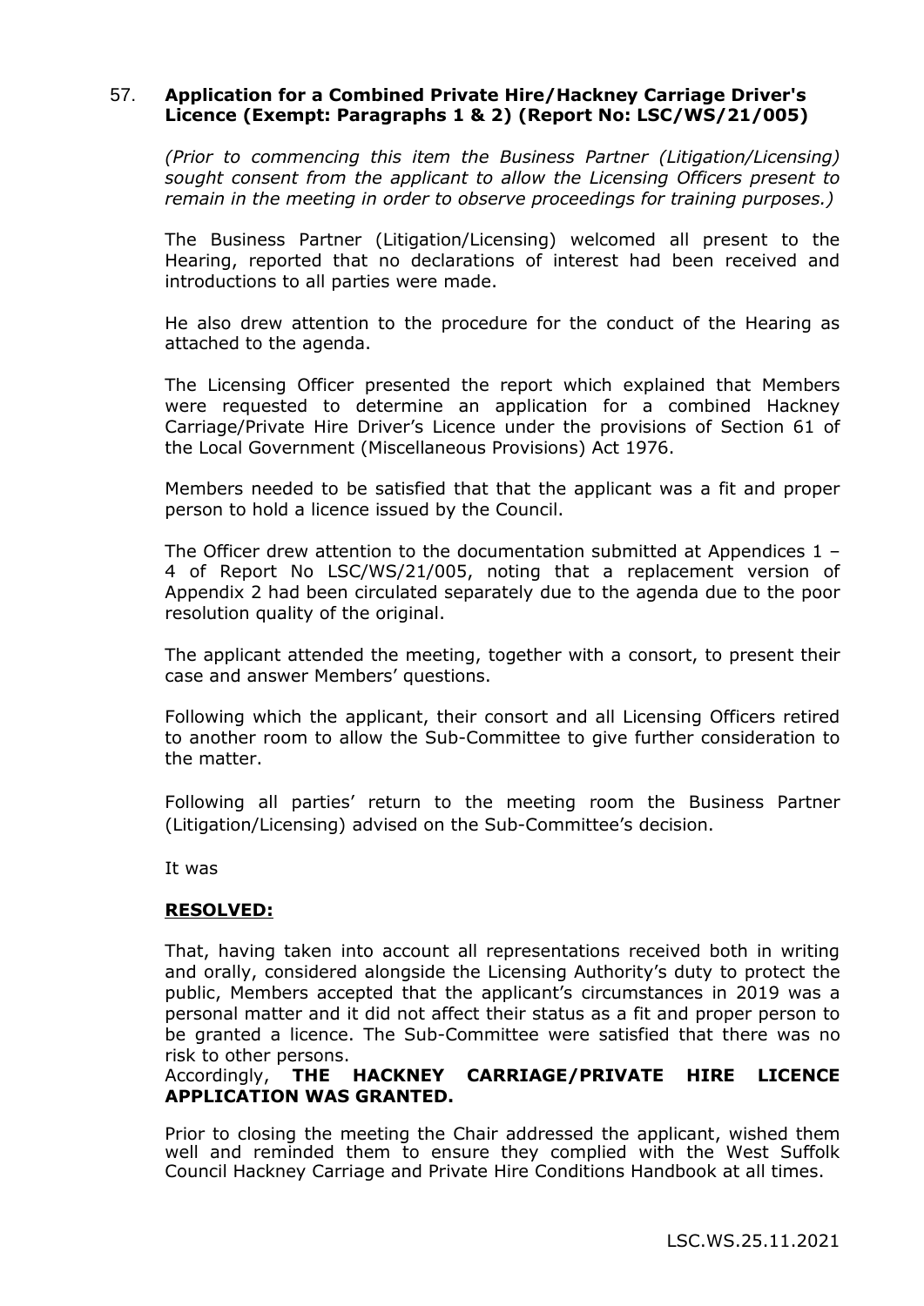57. **Application for a Combined Private Hire/Hackney Carriage Driver's Licence (Exempt: Paragraphs 1 & 2) (Report No: LSC/WS/21/005)**

*(Prior to commencing this item the Business Partner (Litigation/Licensing) sought consent from the applicant to allow the Licensing Officers present to remain in the meeting in order to observe proceedings for training purposes.)*

The Business Partner (Litigation/Licensing) welcomed all present to the Hearing, reported that no declarations of interest had been received and introductions to all parties were made.

He also drew attention to the procedure for the conduct of the Hearing as attached to the agenda.

The Licensing Officer presented the report which explained that Members were requested to determine an application for a combined Hackney Carriage/Private Hire Driver's Licence under the provisions of Section 61 of the Local Government (Miscellaneous Provisions) Act 1976.

Members needed to be satisfied that that the applicant was a fit and proper person to hold a licence issued by the Council.

The Officer drew attention to the documentation submitted at Appendices 1 – 4 of Report No LSC/WS/21/005, noting that a replacement version of Appendix 2 had been circulated separately due to the agenda due to the poor resolution quality of the original.

The applicant attended the meeting, together with a consort, to present their case and answer Members' questions.

Following which the applicant, their consort and all Licensing Officers retired to another room to allow the Sub-Committee to give further consideration to the matter.

Following all parties' return to the meeting room the Business Partner (Litigation/Licensing) advised on the Sub-Committee's decision.

It was

**RESOLVED:**

That, having taken into account all representations received both in writing and orally, considered alongside the Licensing Authority's duty to protect the public, Members accepted that the applicant's circumstances in 2019 was a personal matter and it did not affect their status as a fit and proper person to be granted a licence. The Sub-Committee were satisfied that there was no risk to other persons.
Accordingly, **THE HACKNEY CARRIAGE/PRIVATE HIRE LICENCE APPLICATION WAS GRANTED.**

Prior to closing the meeting the Chair addressed the applicant, wished them well and reminded them to ensure they complied with the West Suffolk Council Hackney Carriage and Private Hire Conditions Handbook at all times.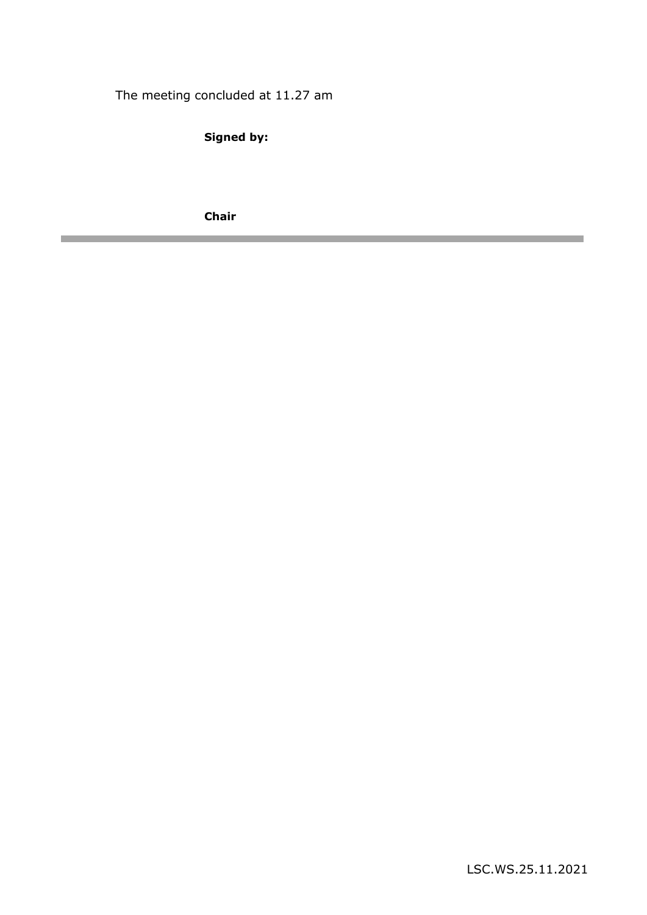The meeting concluded at 11.27 am

**Signed by:**

**Chair**

---